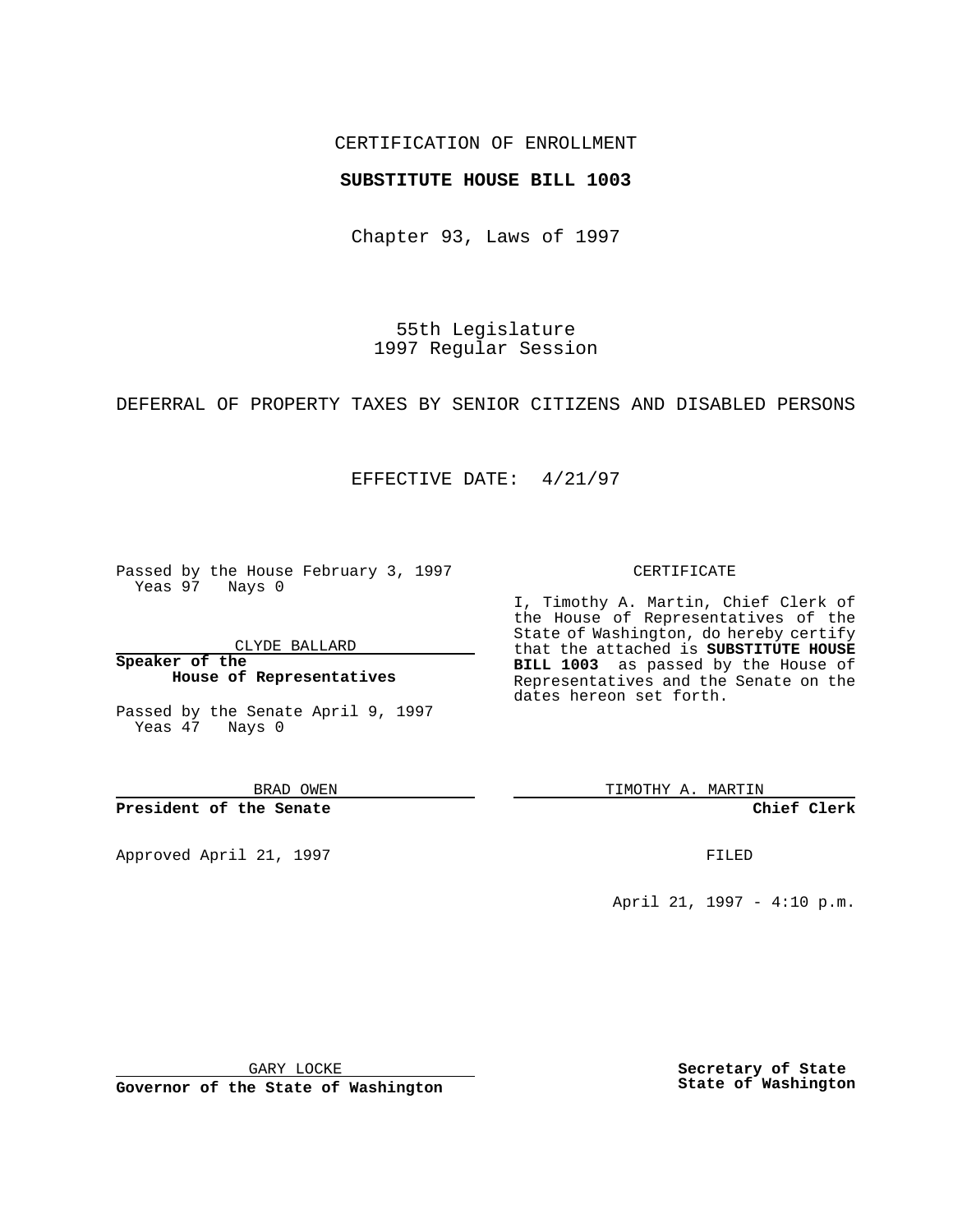CERTIFICATION OF ENROLLMENT

**SUBSTITUTE HOUSE BILL 1003**

Chapter 93, Laws of 1997

55th Legislature
1997 Regular Session

DEFERRAL OF PROPERTY TAXES BY SENIOR CITIZENS AND DISABLED PERSONS

EFFECTIVE DATE: 4/21/97

Passed by the House February 3, 1997
Yeas 97 Nays 0

CLYDE BALLARD

**Speaker of the House of Representatives**

Passed by the Senate April 9, 1997
Yeas 47 Nays 0

BRAD OWEN

**President of the Senate**

Approved April 21, 1997

GARY LOCKE

**Governor of the State of Washington**

CERTIFICATE

I, Timothy A. Martin, Chief Clerk of the House of Representatives of the State of Washington, do hereby certify that the attached is **SUBSTITUTE HOUSE BILL 1003** as passed by the House of Representatives and the Senate on the dates hereon set forth.

TIMOTHY A. MARTIN

**Chief Clerk**

FILED

April 21, 1997 - 4:10 p.m.

**Secretary of State**
**State of Washington**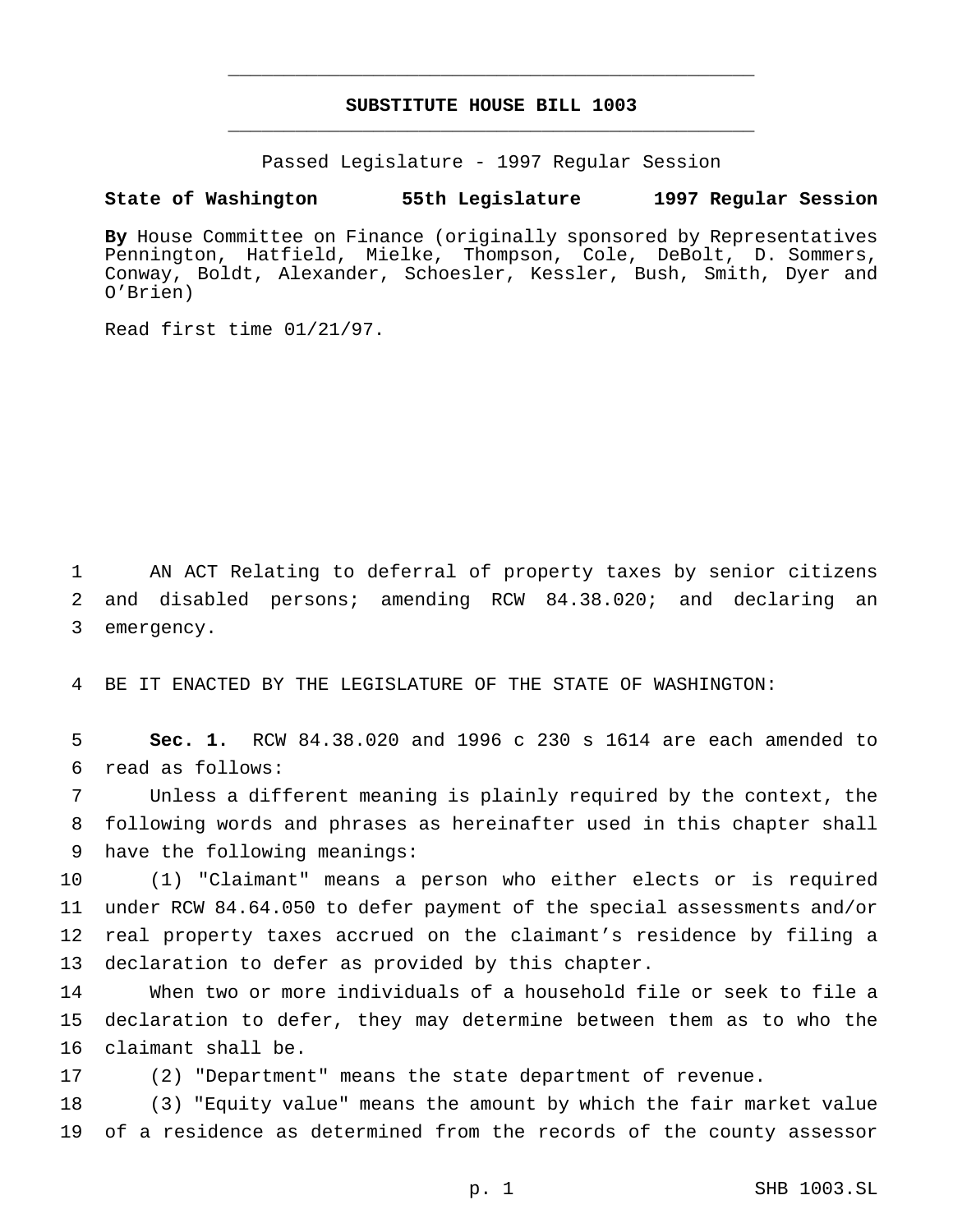# SUBSTITUTE HOUSE BILL 1003

Passed Legislature - 1997 Regular Session

**State of Washington 55th Legislature 1997 Regular Session**

**By** House Committee on Finance (originally sponsored by Representatives Pennington, Hatfield, Mielke, Thompson, Cole, DeBolt, D. Sommers, Conway, Boldt, Alexander, Schoesler, Kessler, Bush, Smith, Dyer and O'Brien)

Read first time 01/21/97.

AN ACT Relating to deferral of property taxes by senior citizens and disabled persons; amending RCW 84.38.020; and declaring an emergency.

BE IT ENACTED BY THE LEGISLATURE OF THE STATE OF WASHINGTON:

**Sec. 1.** RCW 84.38.020 and 1996 c 230 s 1614 are each amended to read as follows:

Unless a different meaning is plainly required by the context, the following words and phrases as hereinafter used in this chapter shall have the following meanings:

(1) "Claimant" means a person who either elects or is required under RCW 84.64.050 to defer payment of the special assessments and/or real property taxes accrued on the claimant's residence by filing a declaration to defer as provided by this chapter.

When two or more individuals of a household file or seek to file a declaration to defer, they may determine between them as to who the claimant shall be.

(2) "Department" means the state department of revenue.

(3) "Equity value" means the amount by which the fair market value of a residence as determined from the records of the county assessor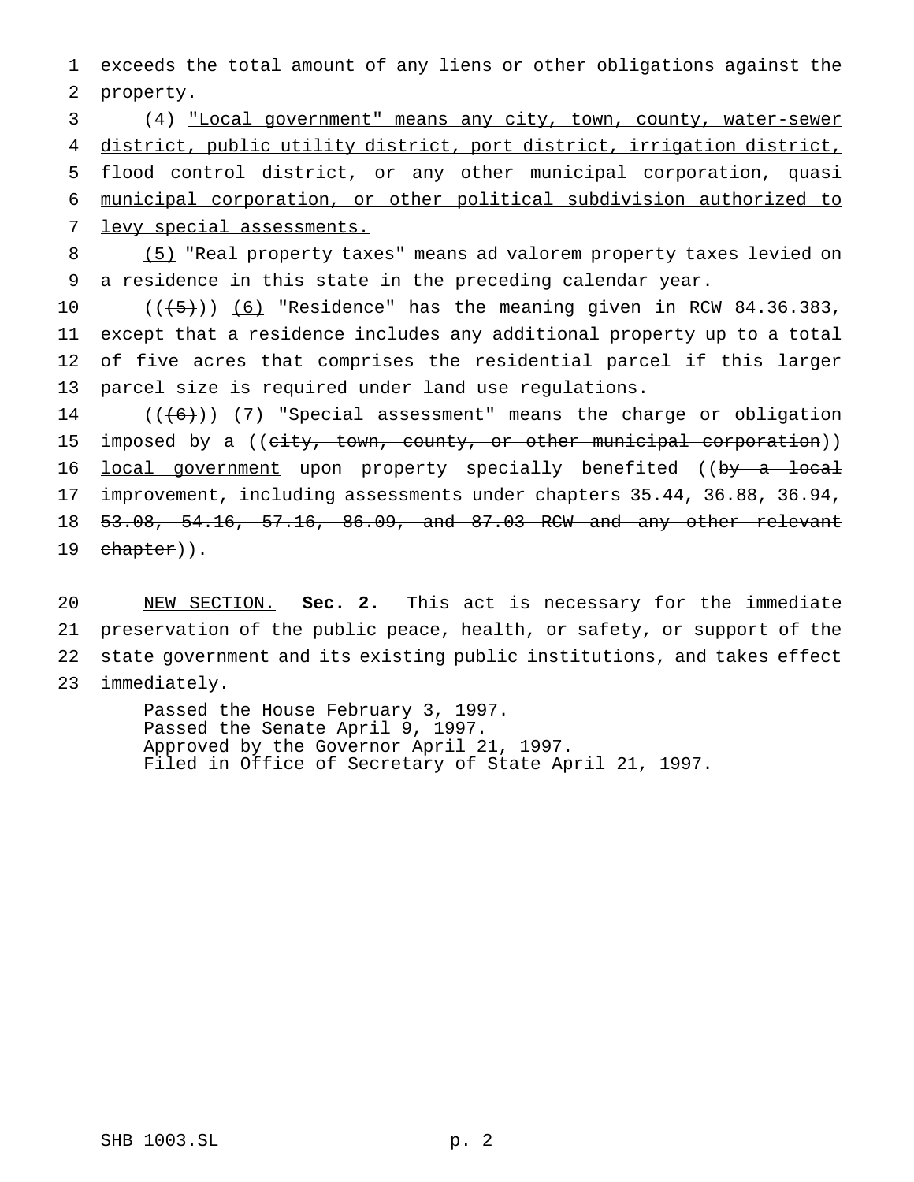exceeds the total amount of any liens or other obligations against the property.

(4) <u>"Local government" means any city, town, county, water-sewer district, public utility district, port district, irrigation district, flood control district, or any other municipal corporation, quasi municipal corporation, or other political subdivision authorized to levy special assessments.</u>

<u>(5)</u> "Real property taxes" means ad valorem property taxes levied on a residence in this state in the preceding calendar year.

((~~(5)~~)) <u>(6)</u> "Residence" has the meaning given in RCW 84.36.383, except that a residence includes any additional property up to a total of five acres that comprises the residential parcel if this larger parcel size is required under land use regulations.

((~~(6)~~)) <u>(7)</u> "Special assessment" means the charge or obligation imposed by a ((~~city, town, county, or other municipal corporation~~)) <u>local government</u> upon property specially benefited ((~~by a local improvement, including assessments under chapters 35.44, 36.88, 36.94, 53.08, 54.16, 57.16, 86.09, and 87.03 RCW and any other relevant chapter~~)).

<u>NEW SECTION.</u> **Sec. 2.** This act is necessary for the immediate preservation of the public peace, health, or safety, or support of the state government and its existing public institutions, and takes effect immediately.

Passed the House February 3, 1997.
Passed the Senate April 9, 1997.
Approved by the Governor April 21, 1997.
Filed in Office of Secretary of State April 21, 1997.